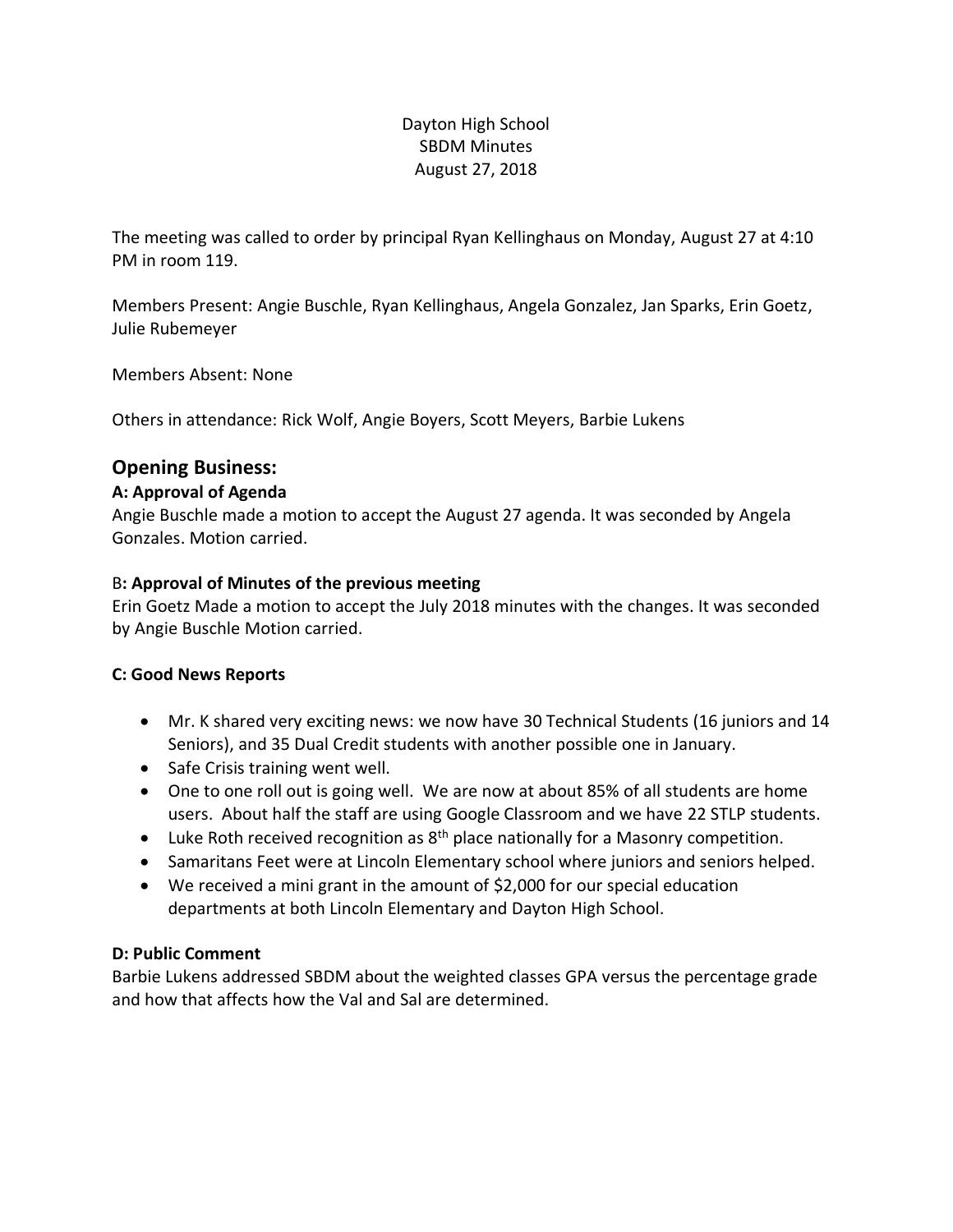Dayton High School
SBDM Minutes
August 27, 2018

The meeting was called to order by principal Ryan Kellinghaus on Monday, August 27 at 4:10 PM in room 119.

Members Present: Angie Buschle, Ryan Kellinghaus, Angela Gonzalez, Jan Sparks, Erin Goetz, Julie Rubemeyer

Members Absent: None

Others in attendance: Rick Wolf, Angie Boyers, Scott Meyers, Barbie Lukens

## Opening Business:

### A: Approval of Agenda

Angie Buschle made a motion to accept the August 27 agenda. It was seconded by Angela Gonzales. Motion carried.

### B: Approval of Minutes of the previous meeting

Erin Goetz Made a motion to accept the July 2018 minutes with the changes. It was seconded by Angie Buschle Motion carried.

### C: Good News Reports

- Mr. K shared very exciting news: we now have 30 Technical Students (16 juniors and 14 Seniors), and 35 Dual Credit students with another possible one in January.
- Safe Crisis training went well.
- One to one roll out is going well. We are now at about 85% of all students are home users. About half the staff are using Google Classroom and we have 22 STLP students.
- Luke Roth received recognition as 8th place nationally for a Masonry competition.
- Samaritans Feet were at Lincoln Elementary school where juniors and seniors helped.
- We received a mini grant in the amount of $2,000 for our special education departments at both Lincoln Elementary and Dayton High School.

### D: Public Comment

Barbie Lukens addressed SBDM about the weighted classes GPA versus the percentage grade and how that affects how the Val and Sal are determined.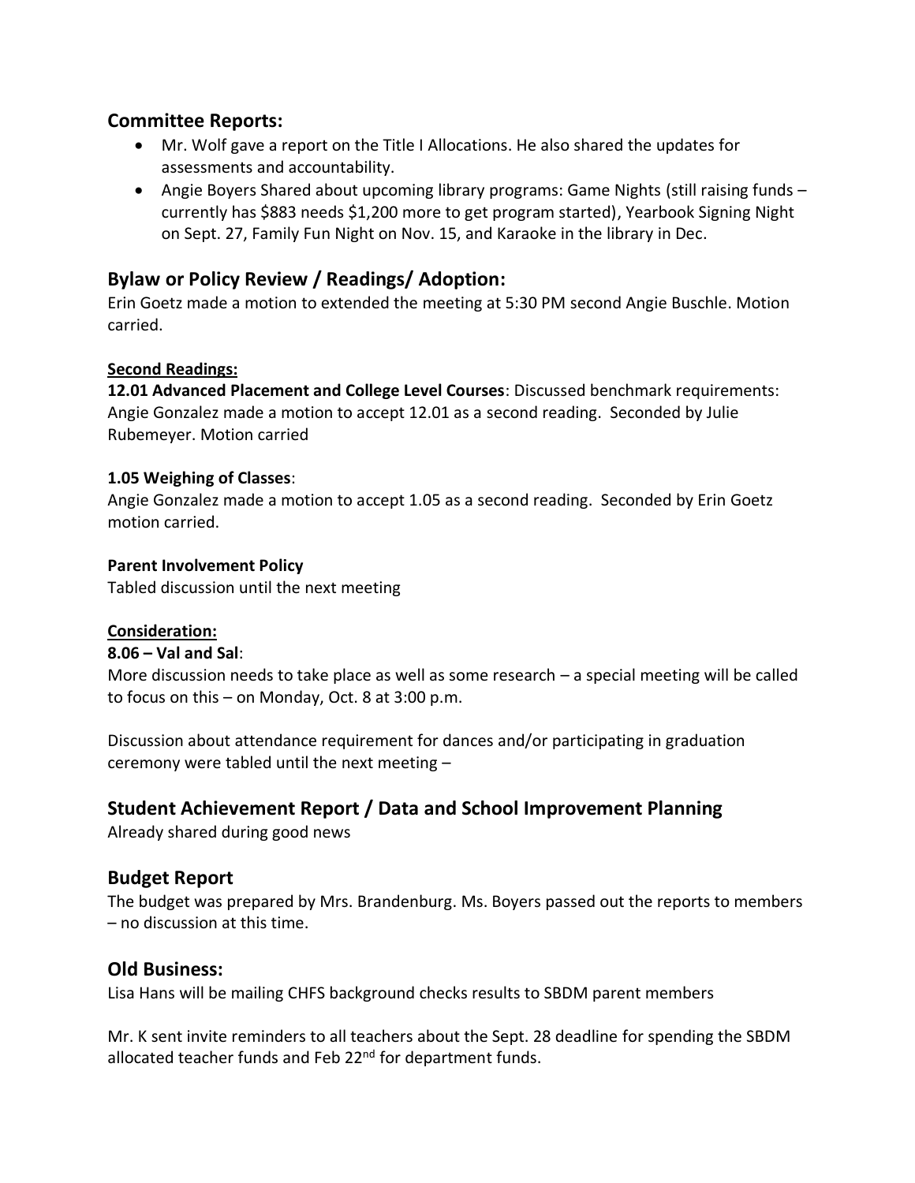## Committee Reports:

- Mr. Wolf gave a report on the Title I Allocations. He also shared the updates for assessments and accountability.
- Angie Boyers Shared about upcoming library programs: Game Nights (still raising funds – currently has $883 needs $1,200 more to get program started), Yearbook Signing Night on Sept. 27, Family Fun Night on Nov. 15, and Karaoke in the library in Dec.

## Bylaw or Policy Review / Readings/ Adoption:

Erin Goetz made a motion to extended the meeting at 5:30 PM second Angie Buschle. Motion carried.

**Second Readings:**

**12.01 Advanced Placement and College Level Courses**: Discussed benchmark requirements: Angie Gonzalez made a motion to accept 12.01 as a second reading. Seconded by Julie Rubemeyer. Motion carried

**1.05 Weighing of Classes**:
Angie Gonzalez made a motion to accept 1.05 as a second reading. Seconded by Erin Goetz motion carried.

**Parent Involvement Policy**
Tabled discussion until the next meeting

**Consideration:**

**8.06 – Val and Sal**:
More discussion needs to take place as well as some research – a special meeting will be called to focus on this – on Monday, Oct. 8 at 3:00 p.m.

Discussion about attendance requirement for dances and/or participating in graduation ceremony were tabled until the next meeting –

## Student Achievement Report / Data and School Improvement Planning

Already shared during good news

## Budget Report

The budget was prepared by Mrs. Brandenburg. Ms. Boyers passed out the reports to members – no discussion at this time.

## Old Business:

Lisa Hans will be mailing CHFS background checks results to SBDM parent members

Mr. K sent invite reminders to all teachers about the Sept. 28 deadline for spending the SBDM allocated teacher funds and Feb 22nd for department funds.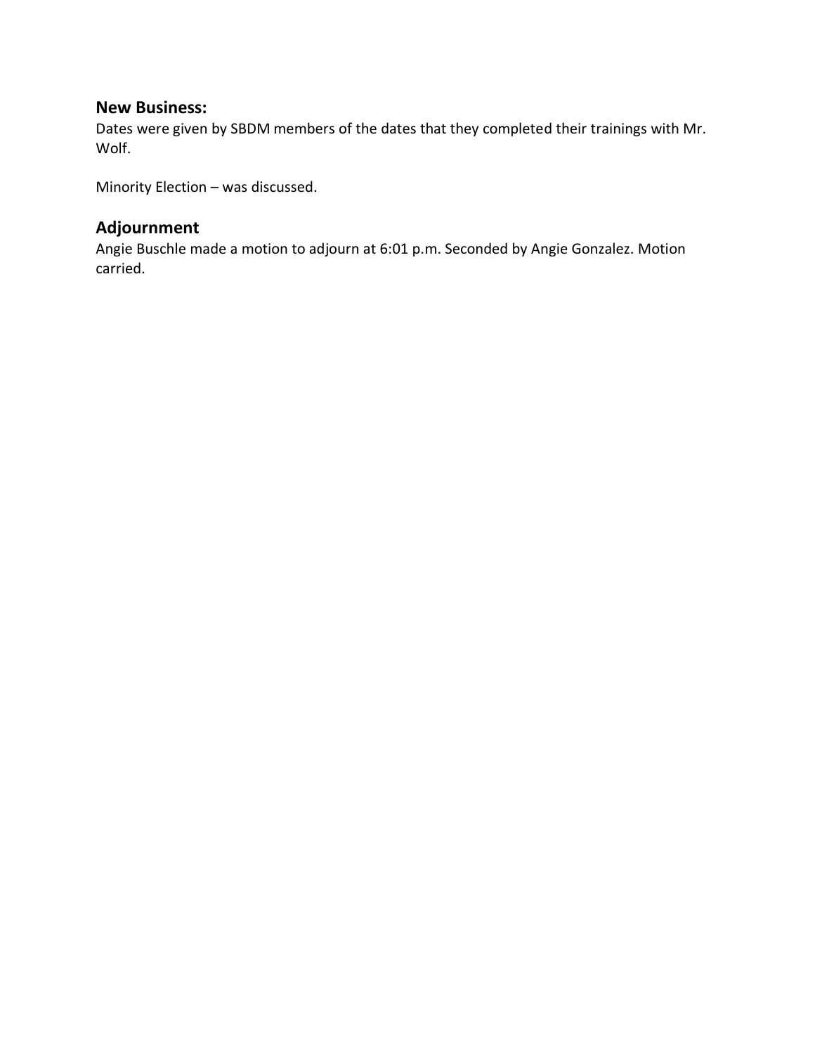## New Business:

Dates were given by SBDM members of the dates that they completed their trainings with Mr. Wolf.

Minority Election – was discussed.

## Adjournment

Angie Buschle made a motion to adjourn at 6:01 p.m. Seconded by Angie Gonzalez. Motion carried.